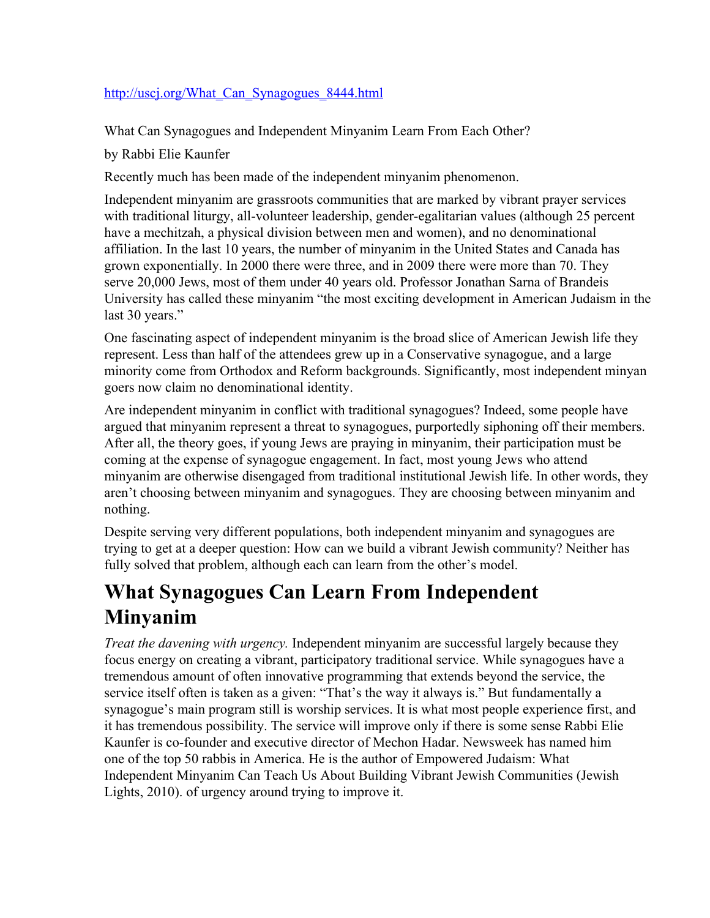http://uscj.org/What_Can_Synagogues_8444.html

What Can Synagogues and Independent Minyanim Learn From Each Other?

by Rabbi Elie Kaunfer

Recently much has been made of the independent minyanim phenomenon.

Independent minyanim are grassroots communities that are marked by vibrant prayer services with traditional liturgy, all-volunteer leadership, gender-egalitarian values (although 25 percent have a mechitzah, a physical division between men and women), and no denominational affiliation. In the last 10 years, the number of minyanim in the United States and Canada has grown exponentially. In 2000 there were three, and in 2009 there were more than 70. They serve 20,000 Jews, most of them under 40 years old. Professor Jonathan Sarna of Brandeis University has called these minyanim "the most exciting development in American Judaism in the last 30 years."

One fascinating aspect of independent minyanim is the broad slice of American Jewish life they represent. Less than half of the attendees grew up in a Conservative synagogue, and a large minority come from Orthodox and Reform backgrounds. Significantly, most independent minyan goers now claim no denominational identity.

Are independent minyanim in conflict with traditional synagogues? Indeed, some people have argued that minyanim represent a threat to synagogues, purportedly siphoning off their members. After all, the theory goes, if young Jews are praying in minyanim, their participation must be coming at the expense of synagogue engagement. In fact, most young Jews who attend minyanim are otherwise disengaged from traditional institutional Jewish life. In other words, they aren't choosing between minyanim and synagogues. They are choosing between minyanim and nothing.

Despite serving very different populations, both independent minyanim and synagogues are trying to get at a deeper question: How can we build a vibrant Jewish community? Neither has fully solved that problem, although each can learn from the other's model.

# What Synagogues Can Learn From Independent Minyanim

*Treat the davening with urgency.* Independent minyanim are successful largely because they focus energy on creating a vibrant, participatory traditional service. While synagogues have a tremendous amount of often innovative programming that extends beyond the service, the service itself often is taken as a given: "That's the way it always is." But fundamentally a synagogue's main program still is worship services. It is what most people experience first, and it has tremendous possibility. The service will improve only if there is some sense Rabbi Elie Kaunfer is co-founder and executive director of Mechon Hadar. Newsweek has named him one of the top 50 rabbis in America. He is the author of Empowered Judaism: What Independent Minyanim Can Teach Us About Building Vibrant Jewish Communities (Jewish Lights, 2010). of urgency around trying to improve it.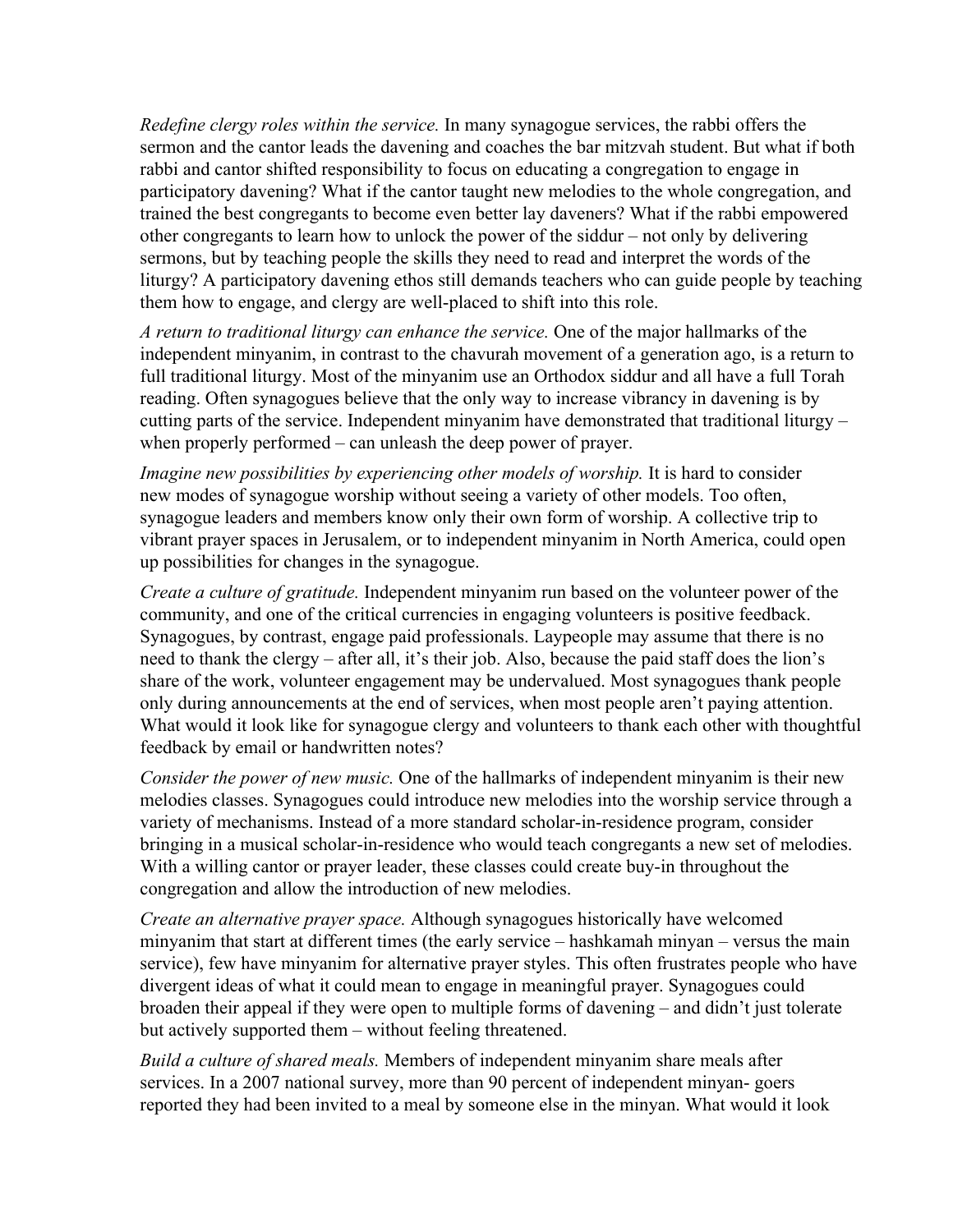*Redefine clergy roles within the service.* In many synagogue services, the rabbi offers the sermon and the cantor leads the davening and coaches the bar mitzvah student. But what if both rabbi and cantor shifted responsibility to focus on educating a congregation to engage in participatory davening? What if the cantor taught new melodies to the whole congregation, and trained the best congregants to become even better lay daveners? What if the rabbi empowered other congregants to learn how to unlock the power of the siddur – not only by delivering sermons, but by teaching people the skills they need to read and interpret the words of the liturgy? A participatory davening ethos still demands teachers who can guide people by teaching them how to engage, and clergy are well-placed to shift into this role.

*A return to traditional liturgy can enhance the service.* One of the major hallmarks of the independent minyanim, in contrast to the chavurah movement of a generation ago, is a return to full traditional liturgy. Most of the minyanim use an Orthodox siddur and all have a full Torah reading. Often synagogues believe that the only way to increase vibrancy in davening is by cutting parts of the service. Independent minyanim have demonstrated that traditional liturgy – when properly performed – can unleash the deep power of prayer.

*Imagine new possibilities by experiencing other models of worship.* It is hard to consider new modes of synagogue worship without seeing a variety of other models. Too often, synagogue leaders and members know only their own form of worship. A collective trip to vibrant prayer spaces in Jerusalem, or to independent minyanim in North America, could open up possibilities for changes in the synagogue.

*Create a culture of gratitude.* Independent minyanim run based on the volunteer power of the community, and one of the critical currencies in engaging volunteers is positive feedback. Synagogues, by contrast, engage paid professionals. Laypeople may assume that there is no need to thank the clergy – after all, it's their job. Also, because the paid staff does the lion's share of the work, volunteer engagement may be undervalued. Most synagogues thank people only during announcements at the end of services, when most people aren't paying attention. What would it look like for synagogue clergy and volunteers to thank each other with thoughtful feedback by email or handwritten notes?

*Consider the power of new music.* One of the hallmarks of independent minyanim is their new melodies classes. Synagogues could introduce new melodies into the worship service through a variety of mechanisms. Instead of a more standard scholar-in-residence program, consider bringing in a musical scholar-in-residence who would teach congregants a new set of melodies. With a willing cantor or prayer leader, these classes could create buy-in throughout the congregation and allow the introduction of new melodies.

*Create an alternative prayer space.* Although synagogues historically have welcomed minyanim that start at different times (the early service – hashkamah minyan – versus the main service), few have minyanim for alternative prayer styles. This often frustrates people who have divergent ideas of what it could mean to engage in meaningful prayer. Synagogues could broaden their appeal if they were open to multiple forms of davening – and didn't just tolerate but actively supported them – without feeling threatened.

*Build a culture of shared meals.* Members of independent minyanim share meals after services. In a 2007 national survey, more than 90 percent of independent minyan- goers reported they had been invited to a meal by someone else in the minyan. What would it look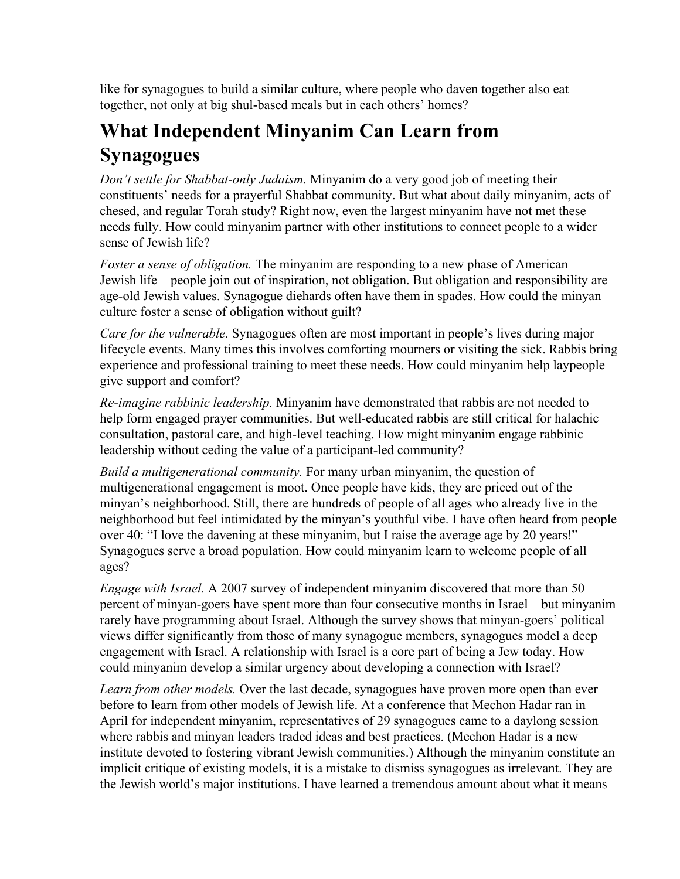like for synagogues to build a similar culture, where people who daven together also eat together, not only at big shul-based meals but in each others' homes?

# What Independent Minyanim Can Learn from Synagogues

*Don't settle for Shabbat-only Judaism.* Minyanim do a very good job of meeting their constituents' needs for a prayerful Shabbat community. But what about daily minyanim, acts of chesed, and regular Torah study? Right now, even the largest minyanim have not met these needs fully. How could minyanim partner with other institutions to connect people to a wider sense of Jewish life?

*Foster a sense of obligation.* The minyanim are responding to a new phase of American Jewish life – people join out of inspiration, not obligation. But obligation and responsibility are age-old Jewish values. Synagogue diehards often have them in spades. How could the minyan culture foster a sense of obligation without guilt?

*Care for the vulnerable.* Synagogues often are most important in people's lives during major lifecycle events. Many times this involves comforting mourners or visiting the sick. Rabbis bring experience and professional training to meet these needs. How could minyanim help laypeople give support and comfort?

*Re-imagine rabbinic leadership.* Minyanim have demonstrated that rabbis are not needed to help form engaged prayer communities. But well-educated rabbis are still critical for halachic consultation, pastoral care, and high-level teaching. How might minyanim engage rabbinic leadership without ceding the value of a participant-led community?

*Build a multigenerational community.* For many urban minyanim, the question of multigenerational engagement is moot. Once people have kids, they are priced out of the minyan's neighborhood. Still, there are hundreds of people of all ages who already live in the neighborhood but feel intimidated by the minyan's youthful vibe. I have often heard from people over 40: "I love the davening at these minyanim, but I raise the average age by 20 years!" Synagogues serve a broad population. How could minyanim learn to welcome people of all ages?

*Engage with Israel.* A 2007 survey of independent minyanim discovered that more than 50 percent of minyan-goers have spent more than four consecutive months in Israel – but minyanim rarely have programming about Israel. Although the survey shows that minyan-goers' political views differ significantly from those of many synagogue members, synagogues model a deep engagement with Israel. A relationship with Israel is a core part of being a Jew today. How could minyanim develop a similar urgency about developing a connection with Israel?

*Learn from other models.* Over the last decade, synagogues have proven more open than ever before to learn from other models of Jewish life. At a conference that Mechon Hadar ran in April for independent minyanim, representatives of 29 synagogues came to a daylong session where rabbis and minyan leaders traded ideas and best practices. (Mechon Hadar is a new institute devoted to fostering vibrant Jewish communities.) Although the minyanim constitute an implicit critique of existing models, it is a mistake to dismiss synagogues as irrelevant. They are the Jewish world's major institutions. I have learned a tremendous amount about what it means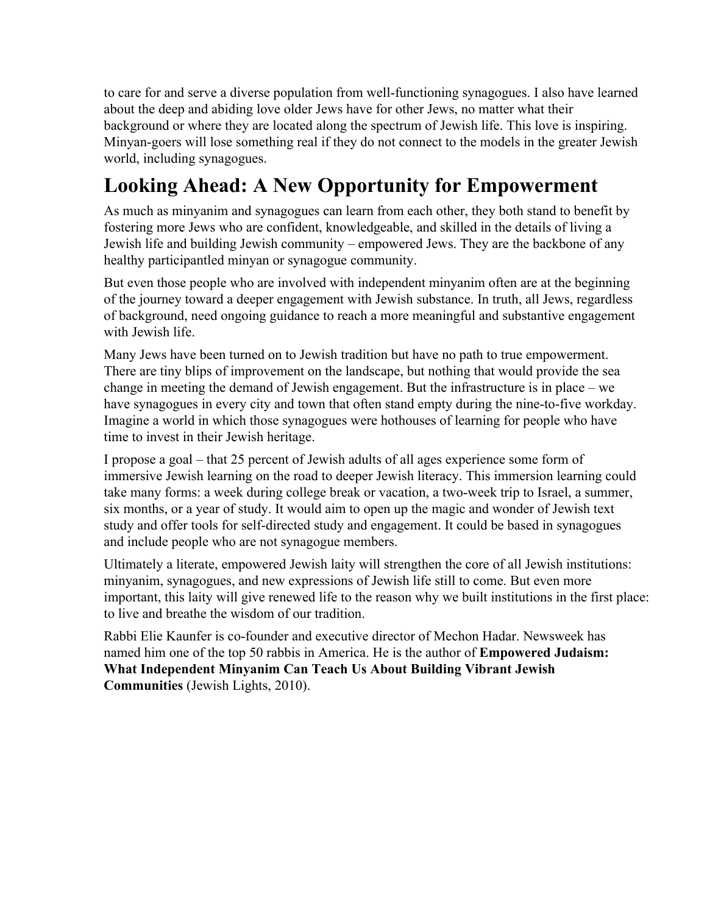to care for and serve a diverse population from well-functioning synagogues. I also have learned about the deep and abiding love older Jews have for other Jews, no matter what their background or where they are located along the spectrum of Jewish life. This love is inspiring. Minyan-goers will lose something real if they do not connect to the models in the greater Jewish world, including synagogues.

## Looking Ahead: A New Opportunity for Empowerment

As much as minyanim and synagogues can learn from each other, they both stand to benefit by fostering more Jews who are confident, knowledgeable, and skilled in the details of living a Jewish life and building Jewish community – empowered Jews. They are the backbone of any healthy participantled minyan or synagogue community.

But even those people who are involved with independent minyanim often are at the beginning of the journey toward a deeper engagement with Jewish substance. In truth, all Jews, regardless of background, need ongoing guidance to reach a more meaningful and substantive engagement with Jewish life.

Many Jews have been turned on to Jewish tradition but have no path to true empowerment. There are tiny blips of improvement on the landscape, but nothing that would provide the sea change in meeting the demand of Jewish engagement. But the infrastructure is in place – we have synagogues in every city and town that often stand empty during the nine-to-five workday. Imagine a world in which those synagogues were hothouses of learning for people who have time to invest in their Jewish heritage.

I propose a goal – that 25 percent of Jewish adults of all ages experience some form of immersive Jewish learning on the road to deeper Jewish literacy. This immersion learning could take many forms: a week during college break or vacation, a two-week trip to Israel, a summer, six months, or a year of study. It would aim to open up the magic and wonder of Jewish text study and offer tools for self-directed study and engagement. It could be based in synagogues and include people who are not synagogue members.

Ultimately a literate, empowered Jewish laity will strengthen the core of all Jewish institutions: minyanim, synagogues, and new expressions of Jewish life still to come. But even more important, this laity will give renewed life to the reason why we built institutions in the first place: to live and breathe the wisdom of our tradition.

Rabbi Elie Kaunfer is co-founder and executive director of Mechon Hadar. Newsweek has named him one of the top 50 rabbis in America. He is the author of **Empowered Judaism: What Independent Minyanim Can Teach Us About Building Vibrant Jewish Communities** (Jewish Lights, 2010).